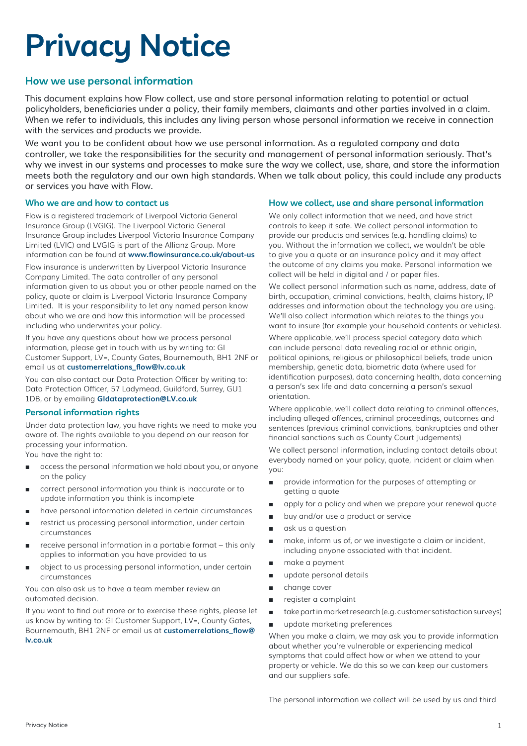# Privacy Notice

## How we use personal information

This document explains how Flow collect, use and store personal information relating to potential or actual policyholders, beneficiaries under a policy, their family members, claimants and other parties involved in a claim. When we refer to individuals, this includes any living person whose personal information we receive in connection with the services and products we provide.

We want you to be confident about how we use personal information. As a regulated company and data controller, we take the responsibilities for the security and management of personal information seriously. That's why we invest in our systems and processes to make sure the way we collect, use, share, and store the information meets both the regulatory and our own high standards. When we talk about policy, this could include any products or services you have with Flow.

### Who we are and how to contact us

Flow is a registered trademark of Liverpool Victoria General Insurance Group (LVGIG). The Liverpool Victoria General Insurance Group includes Liverpool Victoria Insurance Company Limited (LVIC) and LVGIG is part of the Allianz Group. More information can be found at **www.flowinsurance.co.uk/about-us**

Flow insurance is underwritten by Liverpool Victoria Insurance Company Limited. The data controller of any personal information given to us about you or other people named on the policy, quote or claim is Liverpool Victoria Insurance Company Limited. It is your responsibility to let any named person know about who we are and how this information will be processed including who underwrites your policy.

If you have any questions about how we process personal information, please get in touch with us by writing to: GI Customer Support, LV=, County Gates, Bournemouth, BH1 2NF or email us at **customerrelations_flow@lv.co.uk**

You can also contact our Data Protection Officer by writing to: Data Protection Officer, 57 Ladymead, Guildford, Surrey, GU1 1DB, or by emailing **GIdataprotection@LV.co.uk**

### Personal information rights

Under data protection law, you have rights we need to make you aware of. The rights available to you depend on our reason for processing your information.
You have the right to:

- access the personal information we hold about you, or anyone on the policy
- correct personal information you think is inaccurate or to update information you think is incomplete
- have personal information deleted in certain circumstances
- restrict us processing personal information, under certain circumstances
- receive personal information in a portable format – this only applies to information you have provided to us
- object to us processing personal information, under certain circumstances

You can also ask us to have a team member review an automated decision.

If you want to find out more or to exercise these rights, please let us know by writing to: GI Customer Support, LV=, County Gates, Bournemouth, BH1 2NF or email us at **customerrelations_flow@lv.co.uk**

### How we collect, use and share personal information

We only collect information that we need, and have strict controls to keep it safe. We collect personal information to provide our products and services (e.g. handling claims) to you. Without the information we collect, we wouldn't be able to give you a quote or an insurance policy and it may affect the outcome of any claims you make. Personal information we collect will be held in digital and / or paper files.

We collect personal information such as name, address, date of birth, occupation, criminal convictions, health, claims history, IP addresses and information about the technology you are using. We'll also collect information which relates to the things you want to insure (for example your household contents or vehicles).

Where applicable, we'll process special category data which can include personal data revealing racial or ethnic origin, political opinions, religious or philosophical beliefs, trade union membership, genetic data, biometric data (where used for identification purposes), data concerning health, data concerning a person's sex life and data concerning a person's sexual orientation.

Where applicable, we'll collect data relating to criminal offences, including alleged offences, criminal proceedings, outcomes and sentences (previous criminal convictions, bankruptcies and other financial sanctions such as County Court Judgements)

We collect personal information, including contact details about everybody named on your policy, quote, incident or claim when you:

- provide information for the purposes of attempting or getting a quote
- apply for a policy and when we prepare your renewal quote
- buy and/or use a product or service
- ask us a question
- make, inform us of, or we investigate a claim or incident, including anyone associated with that incident.
- make a payment
- update personal details
- change cover
- register a complaint
- take part in market research (e.g. customer satisfaction surveys)
- update marketing preferences

When you make a claim, we may ask you to provide information about whether you're vulnerable or experiencing medical symptoms that could affect how or when we attend to your property or vehicle. We do this so we can keep our customers and our suppliers safe.

The personal information we collect will be used by us and third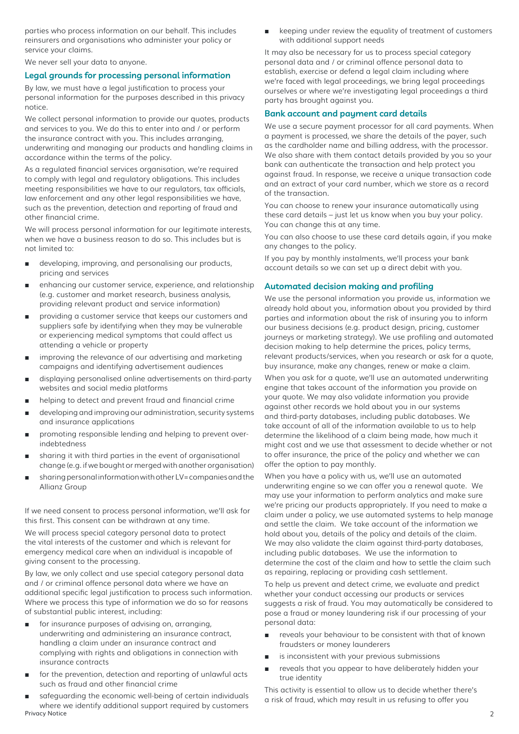parties who process information on our behalf. This includes reinsurers and organisations who administer your policy or service your claims.

We never sell your data to anyone.

## Legal grounds for processing personal information

By law, we must have a legal justification to process your personal information for the purposes described in this privacy notice.

We collect personal information to provide our quotes, products and services to you. We do this to enter into and / or perform the insurance contract with you. This includes arranging, underwriting and managing our products and handling claims in accordance within the terms of the policy.

As a regulated financial services organisation, we're required to comply with legal and regulatory obligations. This includes meeting responsibilities we have to our regulators, tax officials, law enforcement and any other legal responsibilities we have, such as the prevention, detection and reporting of fraud and other financial crime.

We will process personal information for our legitimate interests, when we have a business reason to do so. This includes but is not limited to:

- developing, improving, and personalising our products, pricing and services
- enhancing our customer service, experience, and relationship (e.g. customer and market research, business analysis, providing relevant product and service information)
- providing a customer service that keeps our customers and suppliers safe by identifying when they may be vulnerable or experiencing medical symptoms that could affect us attending a vehicle or property
- improving the relevance of our advertising and marketing campaigns and identifying advertisement audiences
- displaying personalised online advertisements on third-party websites and social media platforms
- helping to detect and prevent fraud and financial crime
- developing and improving our administration, security systems and insurance applications
- promoting responsible lending and helping to prevent over-indebtedness
- sharing it with third parties in the event of organisational change (e.g. if we bought or merged with another organisation)
- sharing personal information with other LV= companies and the Allianz Group

If we need consent to process personal information, we'll ask for this first. This consent can be withdrawn at any time.

We will process special category personal data to protect the vital interests of the customer and which is relevant for emergency medical care when an individual is incapable of giving consent to the processing.

By law, we only collect and use special category personal data and / or criminal offence personal data where we have an additional specific legal justification to process such information. Where we process this type of information we do so for reasons of substantial public interest, including:

- for insurance purposes of advising on, arranging, underwriting and administering an insurance contract, handling a claim under an insurance contract and complying with rights and obligations in connection with insurance contracts
- for the prevention, detection and reporting of unlawful acts such as fraud and other financial crime
- safeguarding the economic well-being of certain individuals where we identify additional support required by customers
- keeping under review the equality of treatment of customers with additional support needs

It may also be necessary for us to process special category personal data and / or criminal offence personal data to establish, exercise or defend a legal claim including where we're faced with legal proceedings, we bring legal proceedings ourselves or where we're investigating legal proceedings a third party has brought against you.

## Bank account and payment card details

We use a secure payment processor for all card payments. When a payment is processed, we share the details of the payer, such as the cardholder name and billing address, with the processor. We also share with them contact details provided by you so your bank can authenticate the transaction and help protect you against fraud. In response, we receive a unique transaction code and an extract of your card number, which we store as a record of the transaction.

You can choose to renew your insurance automatically using these card details – just let us know when you buy your policy. You can change this at any time.

You can also choose to use these card details again, if you make any changes to the policy.

If you pay by monthly instalments, we'll process your bank account details so we can set up a direct debit with you.

## Automated decision making and profiling

We use the personal information you provide us, information we already hold about you, information about you provided by third parties and information about the risk of insuring you to inform our business decisions (e.g. product design, pricing, customer journeys or marketing strategy). We use profiling and automated decision making to help determine the prices, policy terms, relevant products/services, when you research or ask for a quote, buy insurance, make any changes, renew or make a claim.

When you ask for a quote, we'll use an automated underwriting engine that takes account of the information you provide on your quote. We may also validate information you provide against other records we hold about you in our systems and third-party databases, including public databases. We take account of all of the information available to us to help determine the likelihood of a claim being made, how much it might cost and we use that assessment to decide whether or not to offer insurance, the price of the policy and whether we can offer the option to pay monthly.

When you have a policy with us, we'll use an automated underwriting engine so we can offer you a renewal quote. We may use your information to perform analytics and make sure we're pricing our products appropriately. If you need to make a claim under a policy, we use automated systems to help manage and settle the claim. We take account of the information we hold about you, details of the policy and details of the claim. We may also validate the claim against third-party databases, including public databases. We use the information to determine the cost of the claim and how to settle the claim such as repairing, replacing or providing cash settlement.

To help us prevent and detect crime, we evaluate and predict whether your conduct accessing our products or services suggests a risk of fraud. You may automatically be considered to pose a fraud or money laundering risk if our processing of your personal data:

- reveals your behaviour to be consistent with that of known fraudsters or money launderers
- is inconsistent with your previous submissions
- reveals that you appear to have deliberately hidden your true identity

This activity is essential to allow us to decide whether there's a risk of fraud, which may result in us refusing to offer you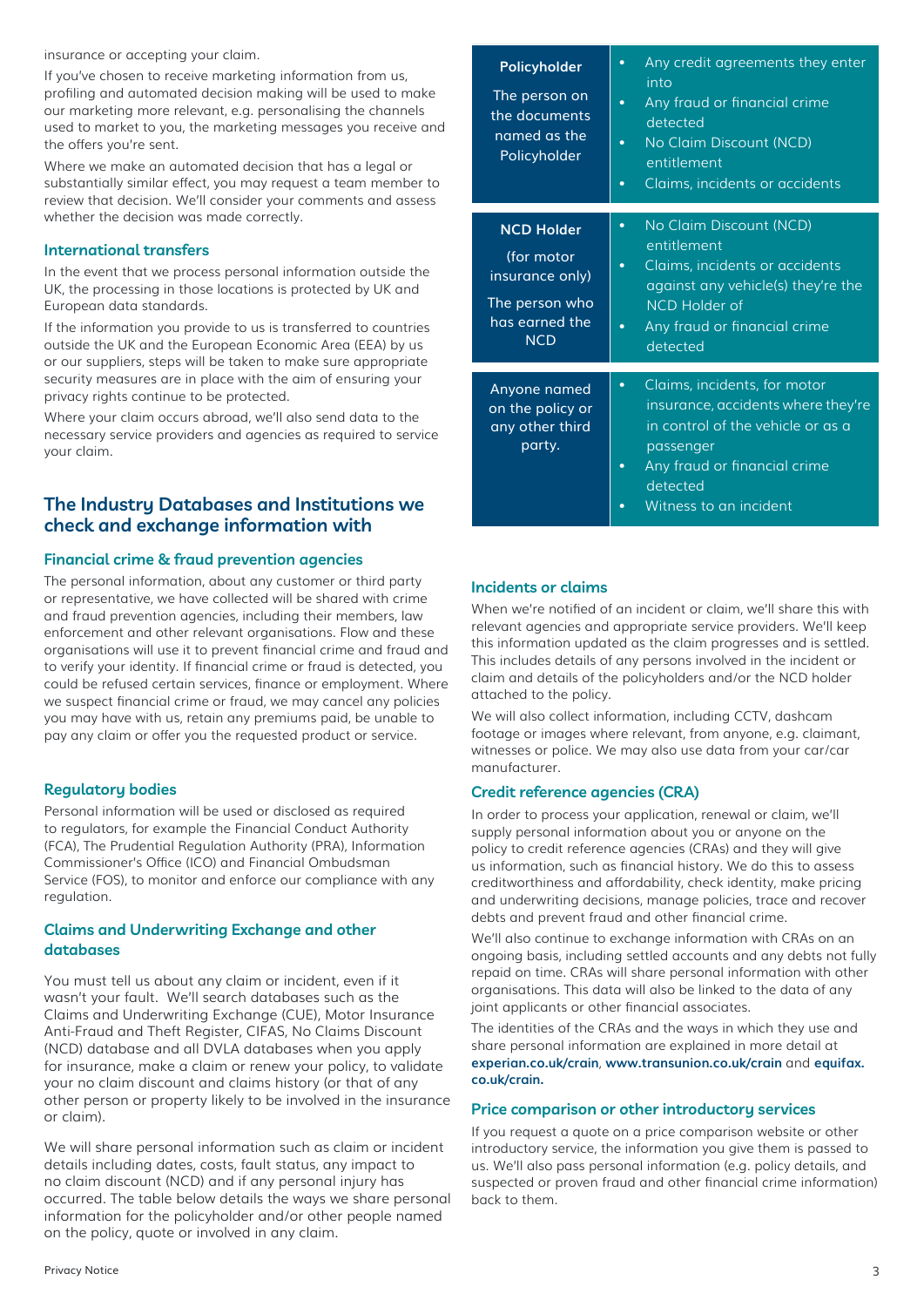insurance or accepting your claim.

If you've chosen to receive marketing information from us, profiling and automated decision making will be used to make our marketing more relevant, e.g. personalising the channels used to market to you, the marketing messages you receive and the offers you're sent.

Where we make an automated decision that has a legal or substantially similar effect, you may request a team member to review that decision. We'll consider your comments and assess whether the decision was made correctly.

### International transfers

In the event that we process personal information outside the UK, the processing in those locations is protected by UK and European data standards.

If the information you provide to us is transferred to countries outside the UK and the European Economic Area (EEA) by us or our suppliers, steps will be taken to make sure appropriate security measures are in place with the aim of ensuring your privacy rights continue to be protected.

Where your claim occurs abroad, we'll also send data to the necessary service providers and agencies as required to service your claim.

## The Industry Databases and Institutions we check and exchange information with

### Financial crime & fraud prevention agencies

The personal information, about any customer or third party or representative, we have collected will be shared with crime and fraud prevention agencies, including their members, law enforcement and other relevant organisations. Flow and these organisations will use it to prevent financial crime and fraud and to verify your identity. If financial crime or fraud is detected, you could be refused certain services, finance or employment. Where we suspect financial crime or fraud, we may cancel any policies you may have with us, retain any premiums paid, be unable to pay any claim or offer you the requested product or service.

### Regulatory bodies

Personal information will be used or disclosed as required to regulators, for example the Financial Conduct Authority (FCA), The Prudential Regulation Authority (PRA), Information Commissioner's Office (ICO) and Financial Ombudsman Service (FOS), to monitor and enforce our compliance with any regulation.

### Claims and Underwriting Exchange and other databases

You must tell us about any claim or incident, even if it wasn't your fault. We'll search databases such as the Claims and Underwriting Exchange (CUE), Motor Insurance Anti-Fraud and Theft Register, CIFAS, No Claims Discount (NCD) database and all DVLA databases when you apply for insurance, make a claim or renew your policy, to validate your no claim discount and claims history (or that of any other person or property likely to be involved in the insurance or claim).

We will share personal information such as claim or incident details including dates, costs, fault status, any impact to no claim discount (NCD) and if any personal injury has occurred. The table below details the ways we share personal information for the policyholder and/or other people named on the policy, quote or involved in any claim.

| | |
|---|---|
| **Policyholder**<br>The person on the documents named as the Policyholder | • Any credit agreements they enter into<br>• Any fraud or financial crime detected<br>• No Claim Discount (NCD) entitlement<br>• Claims, incidents or accidents |
| **NCD Holder**<br>(for motor insurance only)<br>The person who has earned the NCD | • No Claim Discount (NCD) entitlement<br>• Claims, incidents or accidents against any vehicle(s) they're the NCD Holder of<br>• Any fraud or financial crime detected |
| Anyone named on the policy or any other third party. | • Claims, incidents, for motor insurance, accidents where they're in control of the vehicle or as a passenger<br>• Any fraud or financial crime detected<br>• Witness to an incident |

### Incidents or claims

When we're notified of an incident or claim, we'll share this with relevant agencies and appropriate service providers. We'll keep this information updated as the claim progresses and is settled. This includes details of any persons involved in the incident or claim and details of the policyholders and/or the NCD holder attached to the policy.

We will also collect information, including CCTV, dashcam footage or images where relevant, from anyone, e.g. claimant, witnesses or police. We may also use data from your car/car manufacturer.

### Credit reference agencies (CRA)

In order to process your application, renewal or claim, we'll supply personal information about you or anyone on the policy to credit reference agencies (CRAs) and they will give us information, such as financial history. We do this to assess creditworthiness and affordability, check identity, make pricing and underwriting decisions, manage policies, trace and recover debts and prevent fraud and other financial crime.

We'll also continue to exchange information with CRAs on an ongoing basis, including settled accounts and any debts not fully repaid on time. CRAs will share personal information with other organisations. This data will also be linked to the data of any joint applicants or other financial associates.

The identities of the CRAs and the ways in which they use and share personal information are explained in more detail at **experian.co.uk/crain**, **www.transunion.co.uk/crain** and **equifax.co.uk/crain.**

### Price comparison or other introductory services

If you request a quote on a price comparison website or other introductory service, the information you give them is passed to us. We'll also pass personal information (e.g. policy details, and suspected or proven fraud and other financial crime information) back to them.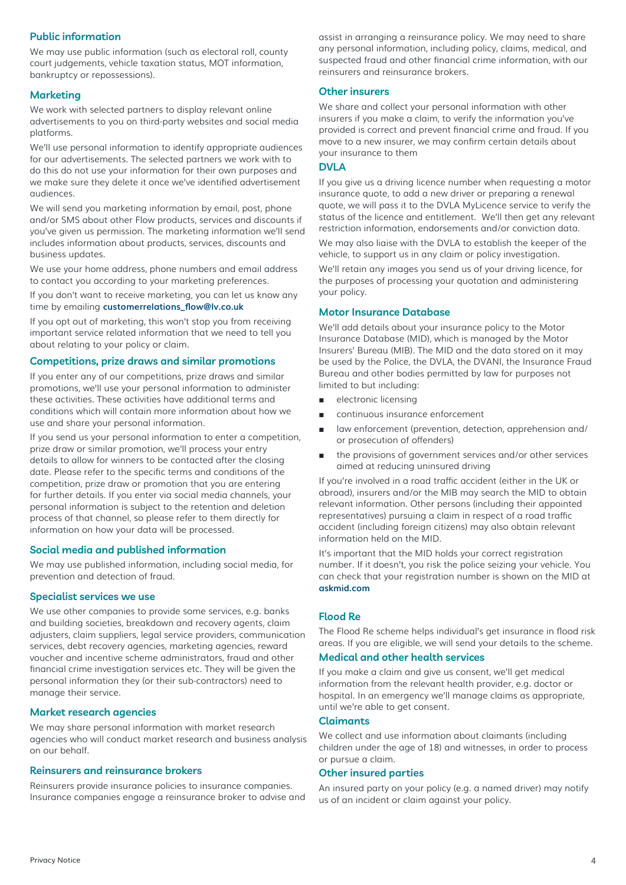## Public information

We may use public information (such as electoral roll, county court judgements, vehicle taxation status, MOT information, bankruptcy or repossessions).

## Marketing

We work with selected partners to display relevant online advertisements to you on third-party websites and social media platforms.

We'll use personal information to identify appropriate audiences for our advertisements. The selected partners we work with to do this do not use your information for their own purposes and we make sure they delete it once we've identified advertisement audiences.

We will send you marketing information by email, post, phone and/or SMS about other Flow products, services and discounts if you've given us permission. The marketing information we'll send includes information about products, services, discounts and business updates.

We use your home address, phone numbers and email address to contact you according to your marketing preferences.

If you don't want to receive marketing, you can let us know any time by emailing **customerrelations_flow@lv.co.uk**

If you opt out of marketing, this won't stop you from receiving important service related information that we need to tell you about relating to your policy or claim.

## Competitions, prize draws and similar promotions

If you enter any of our competitions, prize draws and similar promotions, we'll use your personal information to administer these activities. These activities have additional terms and conditions which will contain more information about how we use and share your personal information.

If you send us your personal information to enter a competition, prize draw or similar promotion, we'll process your entry details to allow for winners to be contacted after the closing date. Please refer to the specific terms and conditions of the competition, prize draw or promotion that you are entering for further details. If you enter via social media channels, your personal information is subject to the retention and deletion process of that channel, so please refer to them directly for information on how your data will be processed.

## Social media and published information

We may use published information, including social media, for prevention and detection of fraud.

## Specialist services we use

We use other companies to provide some services, e.g. banks and building societies, breakdown and recovery agents, claim adjusters, claim suppliers, legal service providers, communication services, debt recovery agencies, marketing agencies, reward voucher and incentive scheme administrators, fraud and other financial crime investigation services etc. They will be given the personal information they (or their sub-contractors) need to manage their service.

## Market research agencies

We may share personal information with market research agencies who will conduct market research and business analysis on our behalf.

## Reinsurers and reinsurance brokers

Reinsurers provide insurance policies to insurance companies. Insurance companies engage a reinsurance broker to advise and assist in arranging a reinsurance policy. We may need to share any personal information, including policy, claims, medical, and suspected fraud and other financial crime information, with our reinsurers and reinsurance brokers.

## Other insurers

We share and collect your personal information with other insurers if you make a claim, to verify the information you've provided is correct and prevent financial crime and fraud. If you move to a new insurer, we may confirm certain details about your insurance to them

## DVLA

If you give us a driving licence number when requesting a motor insurance quote, to add a new driver or preparing a renewal quote, we will pass it to the DVLA MyLicence service to verify the status of the licence and entitlement. We'll then get any relevant restriction information, endorsements and/or conviction data.

We may also liaise with the DVLA to establish the keeper of the vehicle, to support us in any claim or policy investigation.

We'll retain any images you send us of your driving licence, for the purposes of processing your quotation and administering your policy.

## Motor Insurance Database

We'll add details about your insurance policy to the Motor Insurance Database (MID), which is managed by the Motor Insurers' Bureau (MIB). The MID and the data stored on it may be used by the Police, the DVLA, the DVANI, the Insurance Fraud Bureau and other bodies permitted by law for purposes not limited to but including:

- electronic licensing
- continuous insurance enforcement
- law enforcement (prevention, detection, apprehension and/or prosecution of offenders)
- the provisions of government services and/or other services aimed at reducing uninsured driving

If you're involved in a road traffic accident (either in the UK or abroad), insurers and/or the MIB may search the MID to obtain relevant information. Other persons (including their appointed representatives) pursuing a claim in respect of a road traffic accident (including foreign citizens) may also obtain relevant information held on the MID.

It's important that the MID holds your correct registration number. If it doesn't, you risk the police seizing your vehicle. You can check that your registration number is shown on the MID at **askmid.com**

## Flood Re

The Flood Re scheme helps individual's get insurance in flood risk areas. If you are eligible, we will send your details to the scheme.

## Medical and other health services

If you make a claim and give us consent, we'll get medical information from the relevant health provider, e.g. doctor or hospital. In an emergency we'll manage claims as appropriate, until we're able to get consent.

## Claimants

We collect and use information about claimants (including children under the age of 18) and witnesses, in order to process or pursue a claim.

## Other insured parties

An insured party on your policy (e.g. a named driver) may notify us of an incident or claim against your policy.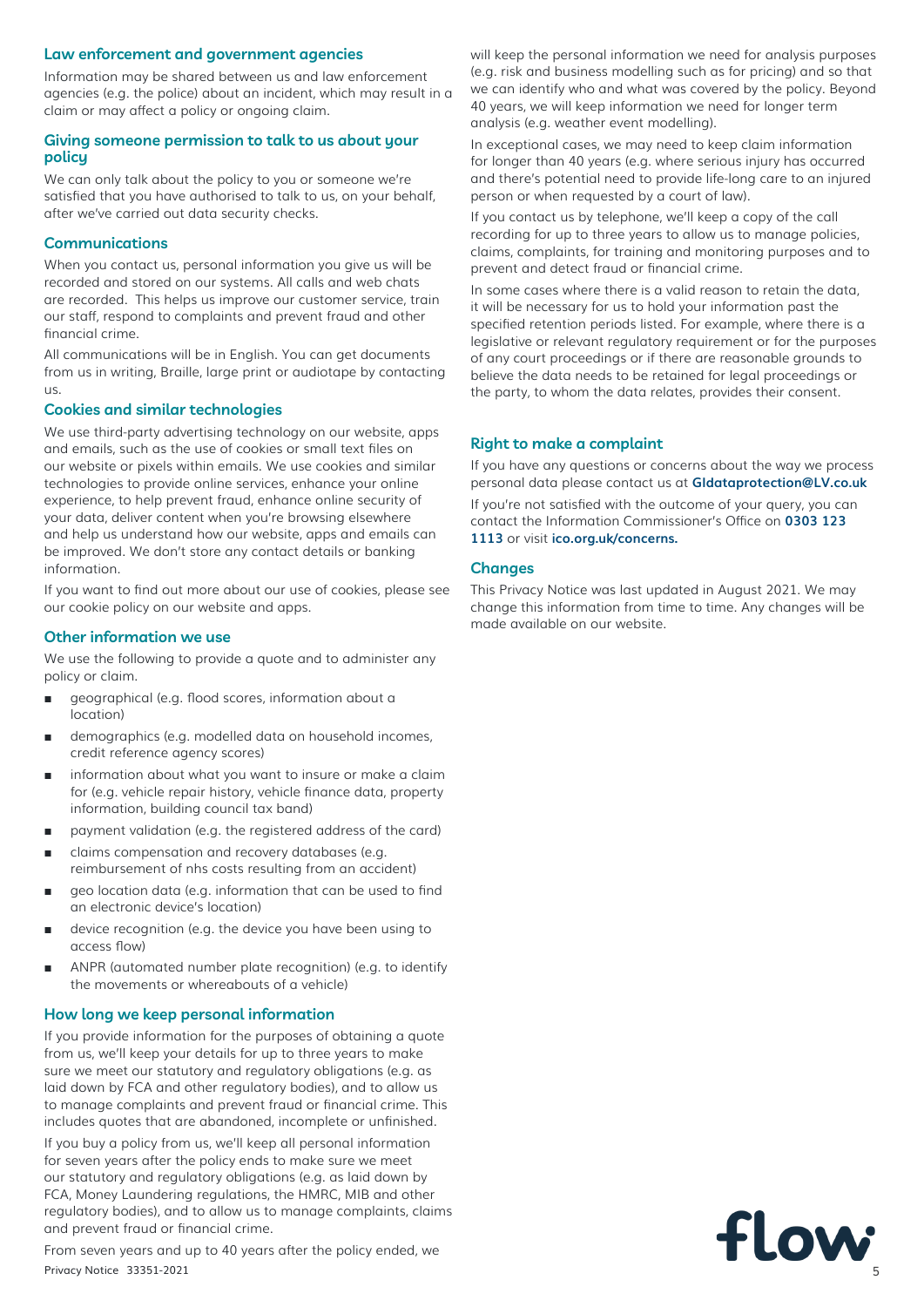## Law enforcement and government agencies

Information may be shared between us and law enforcement agencies (e.g. the police) about an incident, which may result in a claim or may affect a policy or ongoing claim.

## Giving someone permission to talk to us about your policy

We can only talk about the policy to you or someone we're satisfied that you have authorised to talk to us, on your behalf, after we've carried out data security checks.

## Communications

When you contact us, personal information you give us will be recorded and stored on our systems. All calls and web chats are recorded. This helps us improve our customer service, train our staff, respond to complaints and prevent fraud and other financial crime.

All communications will be in English. You can get documents from us in writing, Braille, large print or audiotape by contacting us.

## Cookies and similar technologies

We use third-party advertising technology on our website, apps and emails, such as the use of cookies or small text files on our website or pixels within emails. We use cookies and similar technologies to provide online services, enhance your online experience, to help prevent fraud, enhance online security of your data, deliver content when you're browsing elsewhere and help us understand how our website, apps and emails can be improved. We don't store any contact details or banking information.

If you want to find out more about our use of cookies, please see our cookie policy on our website and apps.

## Other information we use

We use the following to provide a quote and to administer any policy or claim.

- geographical (e.g. flood scores, information about a location)
- demographics (e.g. modelled data on household incomes, credit reference agency scores)
- information about what you want to insure or make a claim for (e.g. vehicle repair history, vehicle finance data, property information, building council tax band)
- payment validation (e.g. the registered address of the card)
- claims compensation and recovery databases (e.g. reimbursement of nhs costs resulting from an accident)
- geo location data (e.g. information that can be used to find an electronic device's location)
- device recognition (e.g. the device you have been using to access flow)
- ANPR (automated number plate recognition) (e.g. to identify the movements or whereabouts of a vehicle)

## How long we keep personal information

If you provide information for the purposes of obtaining a quote from us, we'll keep your details for up to three years to make sure we meet our statutory and regulatory obligations (e.g. as laid down by FCA and other regulatory bodies), and to allow us to manage complaints and prevent fraud or financial crime. This includes quotes that are abandoned, incomplete or unfinished.

If you buy a policy from us, we'll keep all personal information for seven years after the policy ends to make sure we meet our statutory and regulatory obligations (e.g. as laid down by FCA, Money Laundering regulations, the HMRC, MIB and other regulatory bodies), and to allow us to manage complaints, claims and prevent fraud or financial crime.

From seven years and up to 40 years after the policy ended, we will keep the personal information we need for analysis purposes (e.g. risk and business modelling such as for pricing) and so that we can identify who and what was covered by the policy. Beyond 40 years, we will keep information we need for longer term analysis (e.g. weather event modelling).

In exceptional cases, we may need to keep claim information for longer than 40 years (e.g. where serious injury has occurred and there's potential need to provide life-long care to an injured person or when requested by a court of law).

If you contact us by telephone, we'll keep a copy of the call recording for up to three years to allow us to manage policies, claims, complaints, for training and monitoring purposes and to prevent and detect fraud or financial crime.

In some cases where there is a valid reason to retain the data, it will be necessary for us to hold your information past the specified retention periods listed. For example, where there is a legislative or relevant regulatory requirement or for the purposes of any court proceedings or if there are reasonable grounds to believe the data needs to be retained for legal proceedings or the party, to whom the data relates, provides their consent.

## Right to make a complaint

If you have any questions or concerns about the way we process personal data please contact us at **GIdataprotection@LV.co.uk**

If you're not satisfied with the outcome of your query, you can contact the Information Commissioner's Office on **0303 123 1113** or visit **ico.org.uk/concerns.**

## Changes

This Privacy Notice was last updated in August 2021. We may change this information from time to time. Any changes will be made available on our website.

Privacy Notice 33351-2021